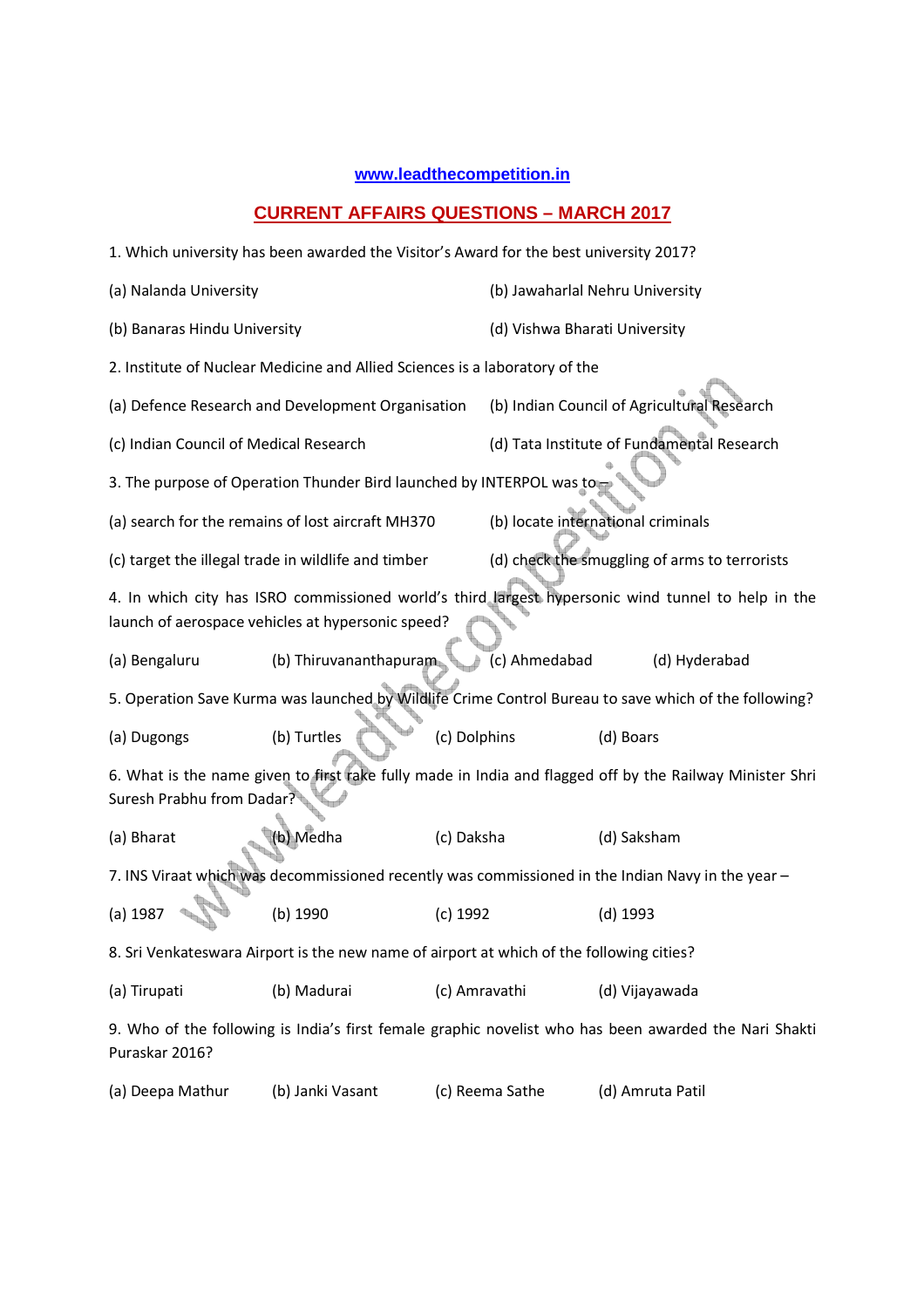www.leadthecompetition.in

## CURRENT AFFAIRS QUESTIONS – MARCH 2017

1. Which university has been awarded the Visitor's Award for the best university 2017?

(a) Nalanda University (b) Jawaharlal Nehru University

(b) Banaras Hindu University (d) Vishwa Bharati University

2. Institute of Nuclear Medicine and Allied Sciences is a laboratory of the

(a) Defence Research and Development Organisation (b) Indian Council of Agricultural Research

(c) Indian Council of Medical Research (d) Tata Institute of Fundamental Research

3. The purpose of Operation Thunder Bird launched by INTERPOL was to –

(a) search for the remains of lost aircraft MH370 (b) locate international criminals

(c) target the illegal trade in wildlife and timber (d) check the smuggling of arms to terrorists

4. In which city has ISRO commissioned world's third largest hypersonic wind tunnel to help in the launch of aerospace vehicles at hypersonic speed?

(a) Bengaluru (b) Thiruvananthapuram (c) Ahmedabad (d) Hyderabad

5. Operation Save Kurma was launched by Wildlife Crime Control Bureau to save which of the following?

(a) Dugongs (b) Turtles (c) Dolphins (d) Boars

6. What is the name given to first rake fully made in India and flagged off by the Railway Minister Shri Suresh Prabhu from Dadar?

(a) Bharat (b) Medha (c) Daksha (d) Saksham

7. INS Viraat which was decommissioned recently was commissioned in the Indian Navy in the year –

(a) 1987 (b) 1990 (c) 1992 (d) 1993

8. Sri Venkateswara Airport is the new name of airport at which of the following cities?

(a) Tirupati (b) Madurai (c) Amravathi (d) Vijayawada

9. Who of the following is India's first female graphic novelist who has been awarded the Nari Shakti Puraskar 2016?

(a) Deepa Mathur (b) Janki Vasant (c) Reema Sathe (d) Amruta Patil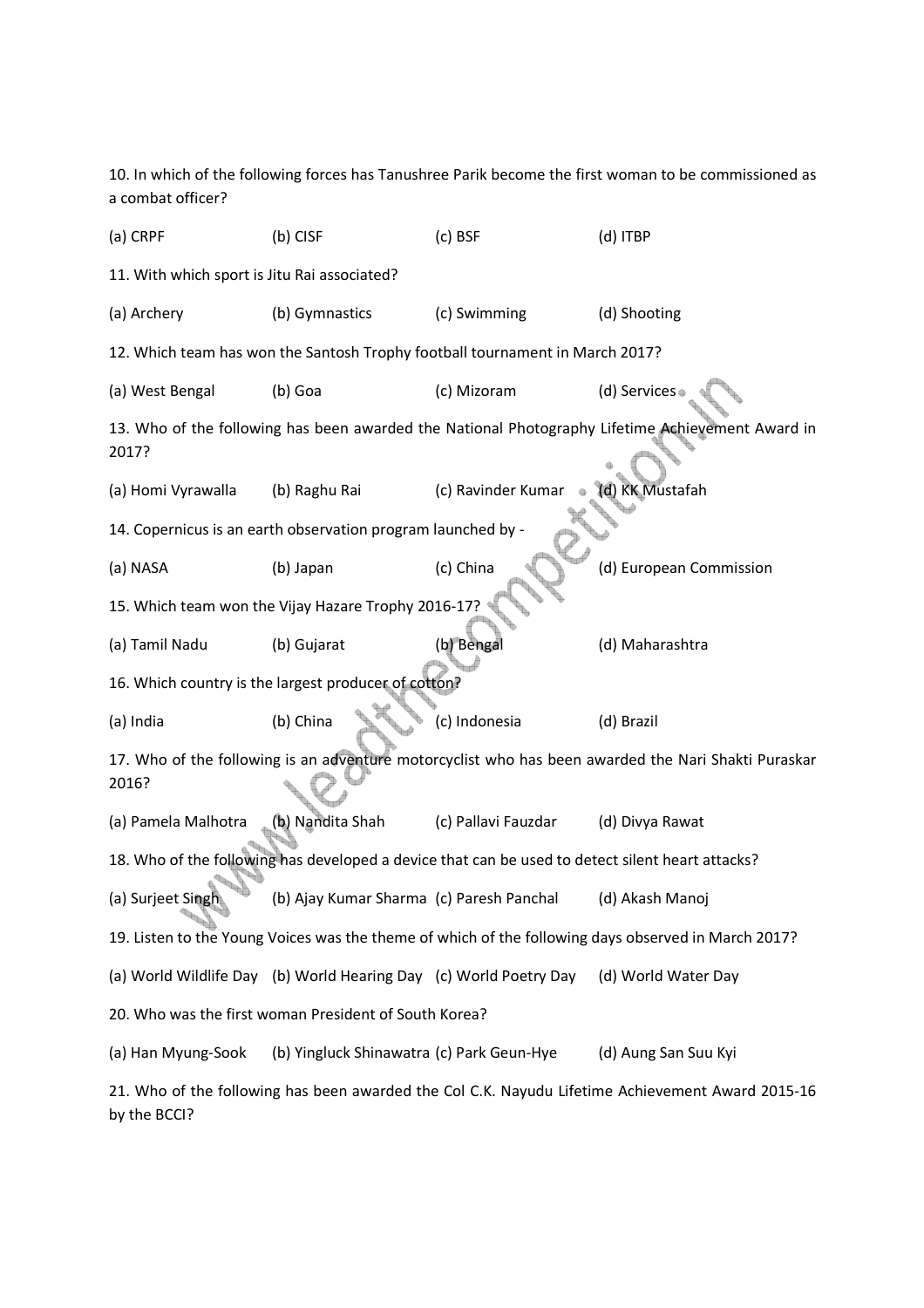10. In which of the following forces has Tanushree Parik become the first woman to be commissioned as a combat officer?

(a) CRPF (b) CISF (c) BSF (d) ITBP

11. With which sport is Jitu Rai associated?

(a) Archery (b) Gymnastics (c) Swimming (d) Shooting

12. Which team has won the Santosh Trophy football tournament in March 2017?

(a) West Bengal (b) Goa (c) Mizoram (d) Services

13. Who of the following has been awarded the National Photography Lifetime Achievement Award in 2017?

(a) Homi Vyrawalla (b) Raghu Rai (c) Ravinder Kumar (d) KK Mustafah

14. Copernicus is an earth observation program launched by -

(a) NASA (b) Japan (c) China (d) European Commission

15. Which team won the Vijay Hazare Trophy 2016-17?

(a) Tamil Nadu (b) Gujarat (b) Bengal (d) Maharashtra

16. Which country is the largest producer of cotton?

(a) India (b) China (c) Indonesia (d) Brazil

17. Who of the following is an adventure motorcyclist who has been awarded the Nari Shakti Puraskar 2016?

(a) Pamela Malhotra (b) Nandita Shah (c) Pallavi Fauzdar (d) Divya Rawat

18. Who of the following has developed a device that can be used to detect silent heart attacks?

(a) Surjeet Singh (b) Ajay Kumar Sharma (c) Paresh Panchal (d) Akash Manoj

19. Listen to the Young Voices was the theme of which of the following days observed in March 2017?

(a) World Wildlife Day (b) World Hearing Day (c) World Poetry Day (d) World Water Day

20. Who was the first woman President of South Korea?

(a) Han Myung-Sook (b) Yingluck Shinawatra (c) Park Geun-Hye (d) Aung San Suu Kyi

21. Who of the following has been awarded the Col C.K. Nayudu Lifetime Achievement Award 2015-16 by the BCCI?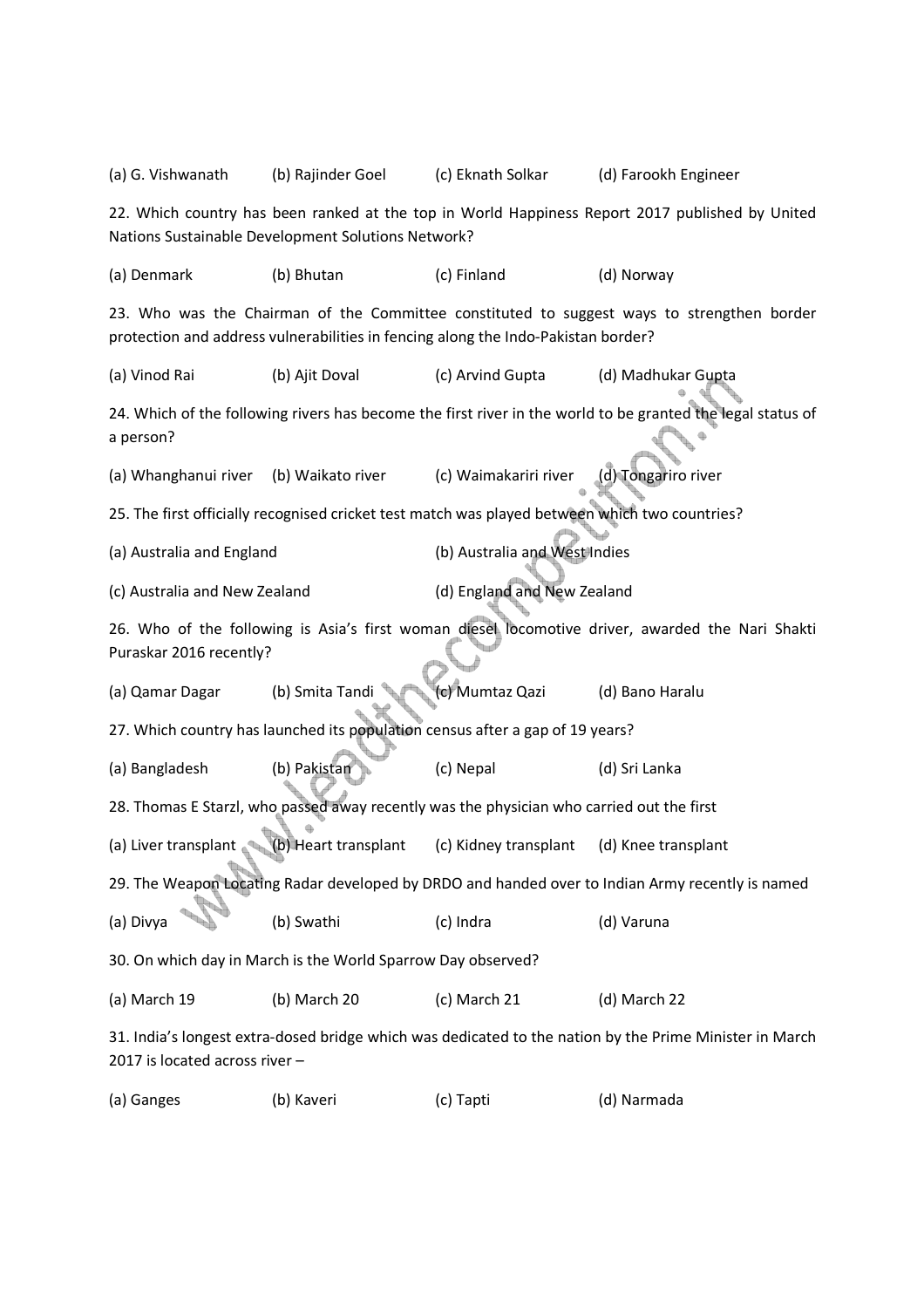(a) G. Vishwanath (b) Rajinder Goel (c) Eknath Solkar (d) Farookh Engineer

22. Which country has been ranked at the top in World Happiness Report 2017 published by United Nations Sustainable Development Solutions Network?

(a) Denmark (b) Bhutan (c) Finland (d) Norway

23. Who was the Chairman of the Committee constituted to suggest ways to strengthen border protection and address vulnerabilities in fencing along the Indo-Pakistan border?

(a) Vinod Rai (b) Ajit Doval (c) Arvind Gupta (d) Madhukar Gupta

24. Which of the following rivers has become the first river in the world to be granted the legal status of a person?

(a) Whanghanui river (b) Waikato river (c) Waimakariri river (d) Tongariro river

25. The first officially recognised cricket test match was played between which two countries?

(a) Australia and England (b) Australia and West Indies

(c) Australia and New Zealand (d) England and New Zealand

26. Who of the following is Asia's first woman diesel locomotive driver, awarded the Nari Shakti Puraskar 2016 recently?

(a) Qamar Dagar (b) Smita Tandi (c) Mumtaz Qazi (d) Bano Haralu

27. Which country has launched its population census after a gap of 19 years?

(a) Bangladesh (b) Pakistan (c) Nepal (d) Sri Lanka

28. Thomas E Starzl, who passed away recently was the physician who carried out the first

(a) Liver transplant (b) Heart transplant (c) Kidney transplant (d) Knee transplant

29. The Weapon Locating Radar developed by DRDO and handed over to Indian Army recently is named

(a) Divya (b) Swathi (c) Indra (d) Varuna

30. On which day in March is the World Sparrow Day observed?

(a) March 19 (b) March 20 (c) March 21 (d) March 22

31. India's longest extra-dosed bridge which was dedicated to the nation by the Prime Minister in March 2017 is located across river –

(a) Ganges (b) Kaveri (c) Tapti (d) Narmada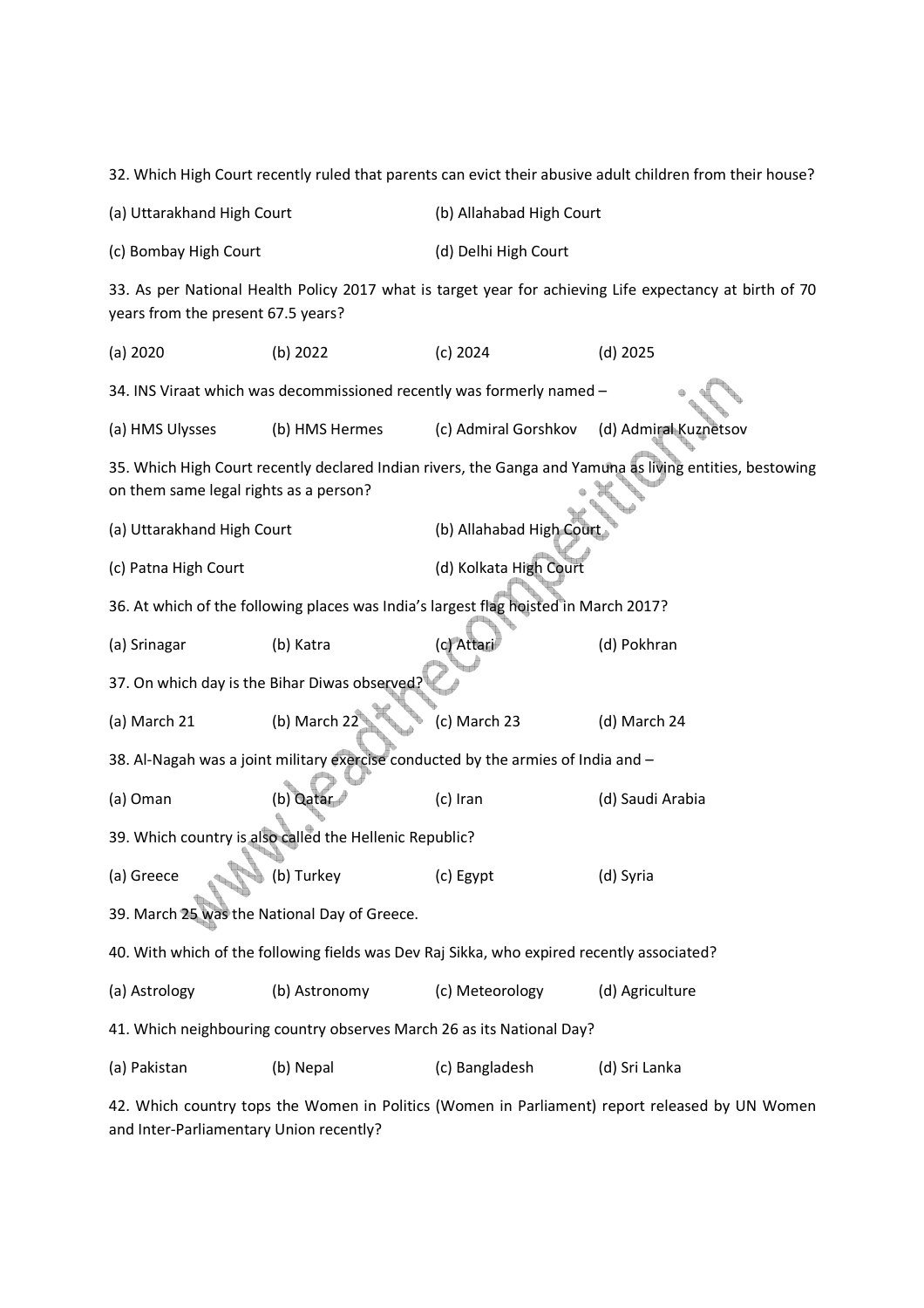32. Which High Court recently ruled that parents can evict their abusive adult children from their house?

(a) Uttarakhand High Court (b) Allahabad High Court

(c) Bombay High Court (d) Delhi High Court

33. As per National Health Policy 2017 what is target year for achieving Life expectancy at birth of 70 years from the present 67.5 years?

(a) 2020 (b) 2022 (c) 2024 (d) 2025

34. INS Viraat which was decommissioned recently was formerly named –

(a) HMS Ulysses (b) HMS Hermes (c) Admiral Gorshkov (d) Admiral Kuznetsov

35. Which High Court recently declared Indian rivers, the Ganga and Yamuna as living entities, bestowing on them same legal rights as a person?

(a) Uttarakhand High Court (b) Allahabad High Court

(c) Patna High Court (d) Kolkata High Court

36. At which of the following places was India's largest flag hoisted in March 2017?

(a) Srinagar (b) Katra (c) Attari (d) Pokhran

37. On which day is the Bihar Diwas observed?

(a) March 21 (b) March 22 (c) March 23 (d) March 24

38. Al-Nagah was a joint military exercise conducted by the armies of India and –

(a) Oman (b) Qatar (c) Iran (d) Saudi Arabia

39. Which country is also called the Hellenic Republic?

(a) Greece (b) Turkey (c) Egypt (d) Syria

39. March 25 was the National Day of Greece.

40. With which of the following fields was Dev Raj Sikka, who expired recently associated?

(a) Astrology (b) Astronomy (c) Meteorology (d) Agriculture

41. Which neighbouring country observes March 26 as its National Day?

(a) Pakistan (b) Nepal (c) Bangladesh (d) Sri Lanka

42. Which country tops the Women in Politics (Women in Parliament) report released by UN Women and Inter-Parliamentary Union recently?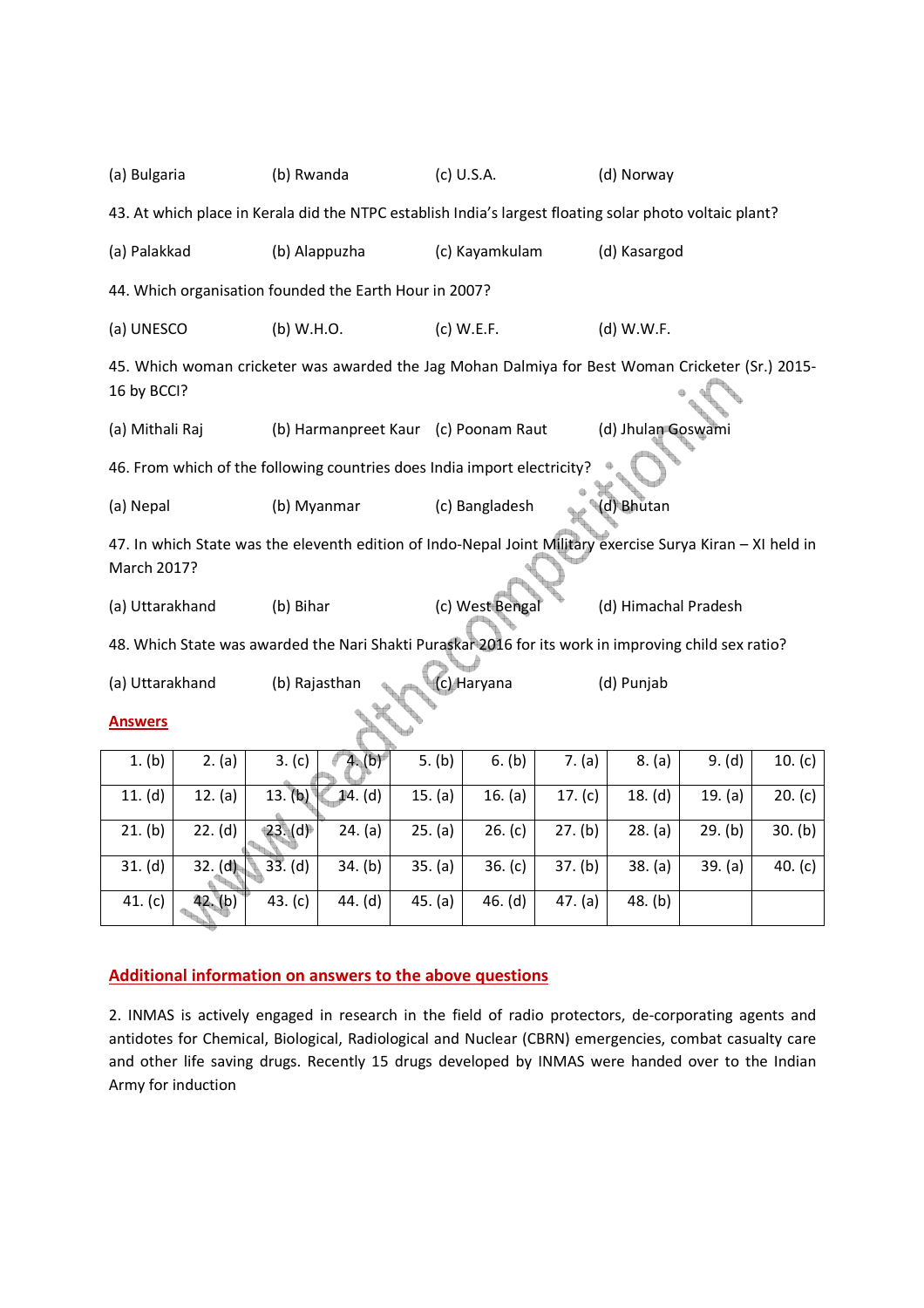(a) Bulgaria (b) Rwanda (c) U.S.A. (d) Norway

43. At which place in Kerala did the NTPC establish India's largest floating solar photo voltaic plant?

(a) Palakkad (b) Alappuzha (c) Kayamkulam (d) Kasargod

44. Which organisation founded the Earth Hour in 2007?

(a) UNESCO (b) W.H.O. (c) W.E.F. (d) W.W.F.

45. Which woman cricketer was awarded the Jag Mohan Dalmiya for Best Woman Cricketer (Sr.) 2015-16 by BCCI?

(a) Mithali Raj (b) Harmanpreet Kaur (c) Poonam Raut (d) Jhulan Goswami

46. From which of the following countries does India import electricity?

(a) Nepal (b) Myanmar (c) Bangladesh (d) Bhutan

47. In which State was the eleventh edition of Indo-Nepal Joint Military exercise Surya Kiran – XI held in March 2017?

(a) Uttarakhand (b) Bihar (c) West Bengal (d) Himachal Pradesh

48. Which State was awarded the Nari Shakti Puraskar 2016 for its work in improving child sex ratio?

(a) Uttarakhand (b) Rajasthan (c) Haryana (d) Punjab

## Answers

| | | | | | | | | | |
|---|---|---|---|---|---|---|---|---|---|
| 1. (b) | 2. (a) | 3. (c) | 4. (b) | 5. (b) | 6. (b) | 7. (a) | 8. (a) | 9. (d) | 10. (c) |
| 11. (d) | 12. (a) | 13. (b) | 14. (d) | 15. (a) | 16. (a) | 17. (c) | 18. (d) | 19. (a) | 20. (c) |
| 21. (b) | 22. (d) | 23. (d) | 24. (a) | 25. (a) | 26. (c) | 27. (b) | 28. (a) | 29. (b) | 30. (b) |
| 31. (d) | 32. (d) | 33. (d) | 34. (b) | 35. (a) | 36. (c) | 37. (b) | 38. (a) | 39. (a) | 40. (c) |
| 41. (c) | 42. (b) | 43. (c) | 44. (d) | 45. (a) | 46. (d) | 47. (a) | 48. (b) | | |

## Additional information on answers to the above questions

2. INMAS is actively engaged in research in the field of radio protectors, de-corporating agents and antidotes for Chemical, Biological, Radiological and Nuclear (CBRN) emergencies, combat casualty care and other life saving drugs. Recently 15 drugs developed by INMAS were handed over to the Indian Army for induction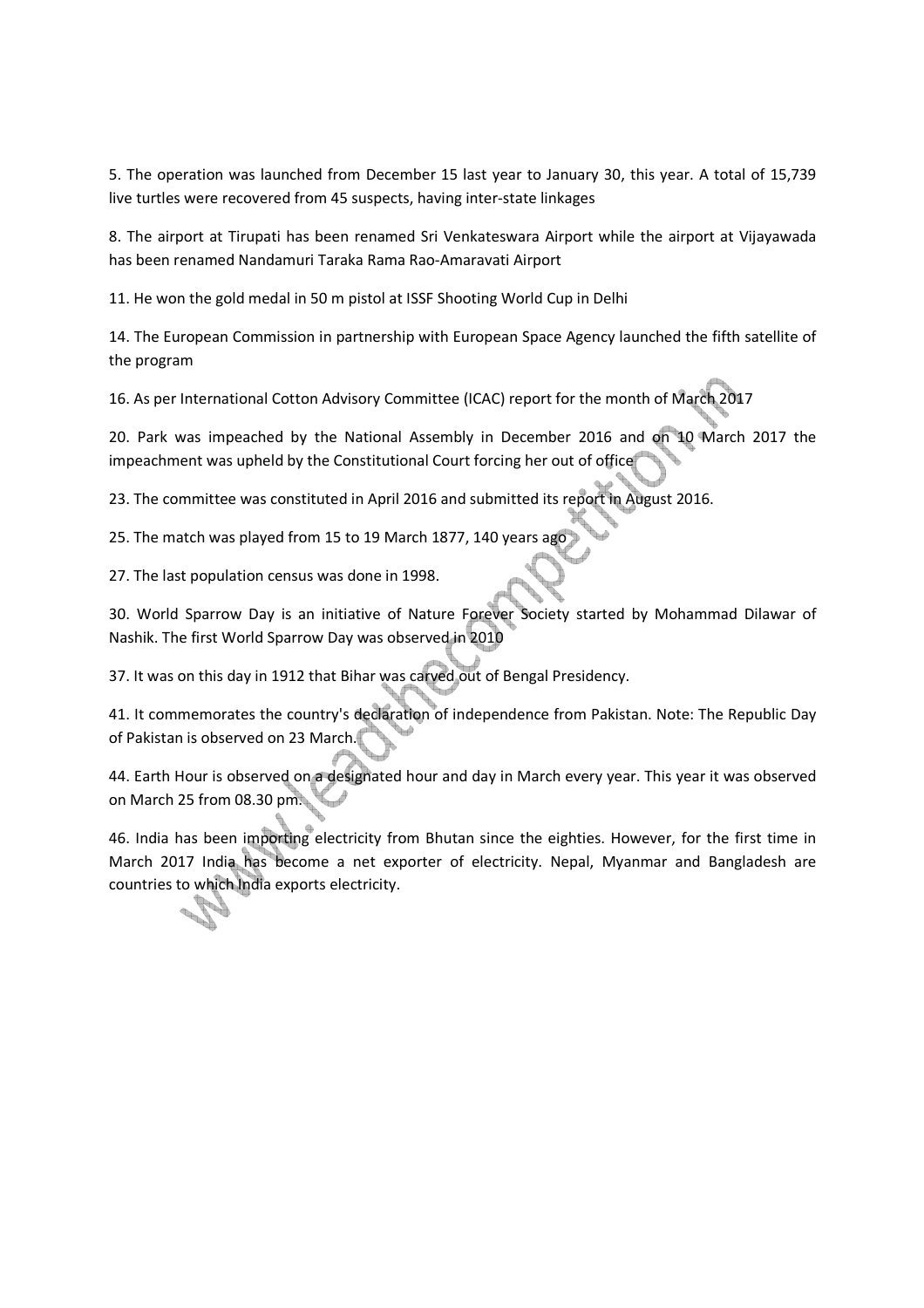5. The operation was launched from December 15 last year to January 30, this year. A total of 15,739 live turtles were recovered from 45 suspects, having inter-state linkages

8. The airport at Tirupati has been renamed Sri Venkateswara Airport while the airport at Vijayawada has been renamed Nandamuri Taraka Rama Rao-Amaravati Airport

11. He won the gold medal in 50 m pistol at ISSF Shooting World Cup in Delhi

14. The European Commission in partnership with European Space Agency launched the fifth satellite of the program

16. As per International Cotton Advisory Committee (ICAC) report for the month of March 2017

20. Park was impeached by the National Assembly in December 2016 and on 10 March 2017 the impeachment was upheld by the Constitutional Court forcing her out of office

23. The committee was constituted in April 2016 and submitted its report in August 2016.

25. The match was played from 15 to 19 March 1877, 140 years ago

27. The last population census was done in 1998.

30. World Sparrow Day is an initiative of Nature Forever Society started by Mohammad Dilawar of Nashik. The first World Sparrow Day was observed in 2010

37. It was on this day in 1912 that Bihar was carved out of Bengal Presidency.

41. It commemorates the country's declaration of independence from Pakistan. Note: The Republic Day of Pakistan is observed on 23 March.

44. Earth Hour is observed on a designated hour and day in March every year. This year it was observed on March 25 from 08.30 pm.

46. India has been importing electricity from Bhutan since the eighties. However, for the first time in March 2017 India has become a net exporter of electricity. Nepal, Myanmar and Bangladesh are countries to which India exports electricity.